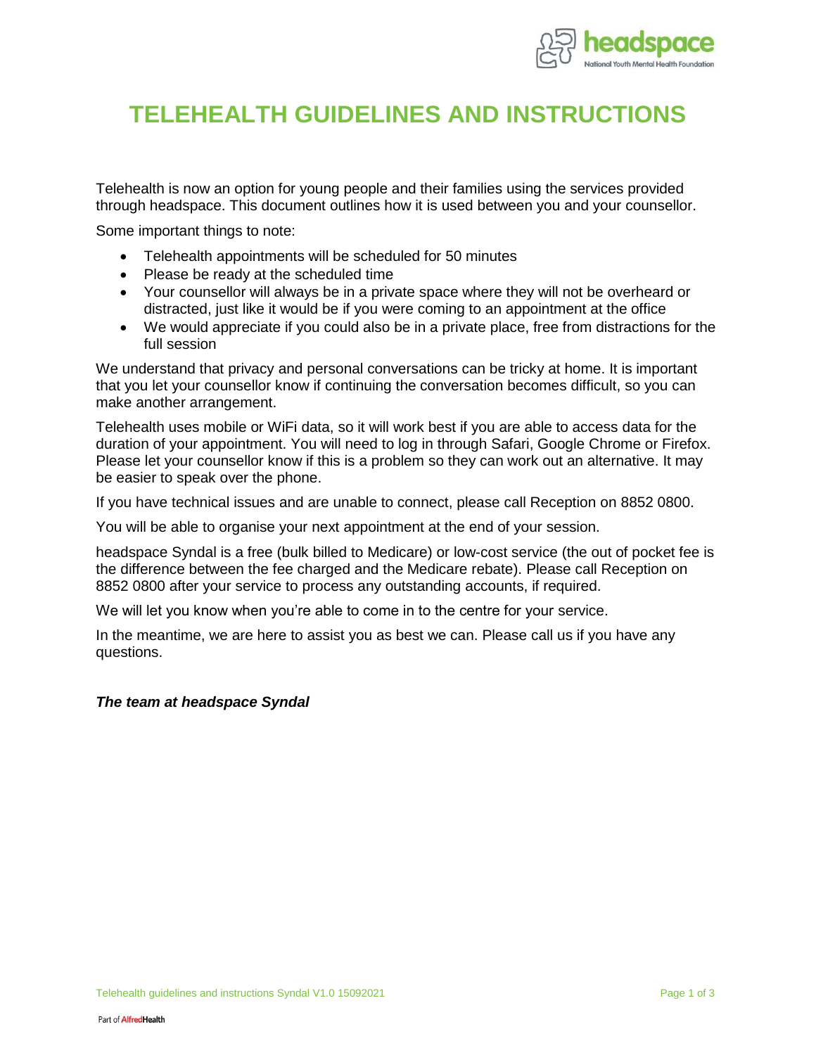# TELEHEALTH GUIDELINES AND INSTRUCTIONS

Telehealth is now an option for young people and their families using the services provided through headspace. This document outlines how it is used between you and your counsellor.

Some important things to note:

- Telehealth appointments will be scheduled for 50 minutes
- Please be ready at the scheduled time
- Your counsellor will always be in a private space where they will not be overheard or distracted, just like it would be if you were coming to an appointment at the office
- We would appreciate if you could also be in a private place, free from distractions for the full session

We understand that privacy and personal conversations can be tricky at home. It is important that you let your counsellor know if continuing the conversation becomes difficult, so you can make another arrangement.

Telehealth uses mobile or WiFi data, so it will work best if you are able to access data for the duration of your appointment. You will need to log in through Safari, Google Chrome or Firefox. Please let your counsellor know if this is a problem so they can work out an alternative. It may be easier to speak over the phone.

If you have technical issues and are unable to connect, please call Reception on 8852 0800.

You will be able to organise your next appointment at the end of your session.

headspace Syndal is a free (bulk billed to Medicare) or low-cost service (the out of pocket fee is the difference between the fee charged and the Medicare rebate). Please call Reception on 8852 0800 after your service to process any outstanding accounts, if required.

We will let you know when you're able to come in to the centre for your service.

In the meantime, we are here to assist you as best we can. Please call us if you have any questions.

***The team at headspace Syndal***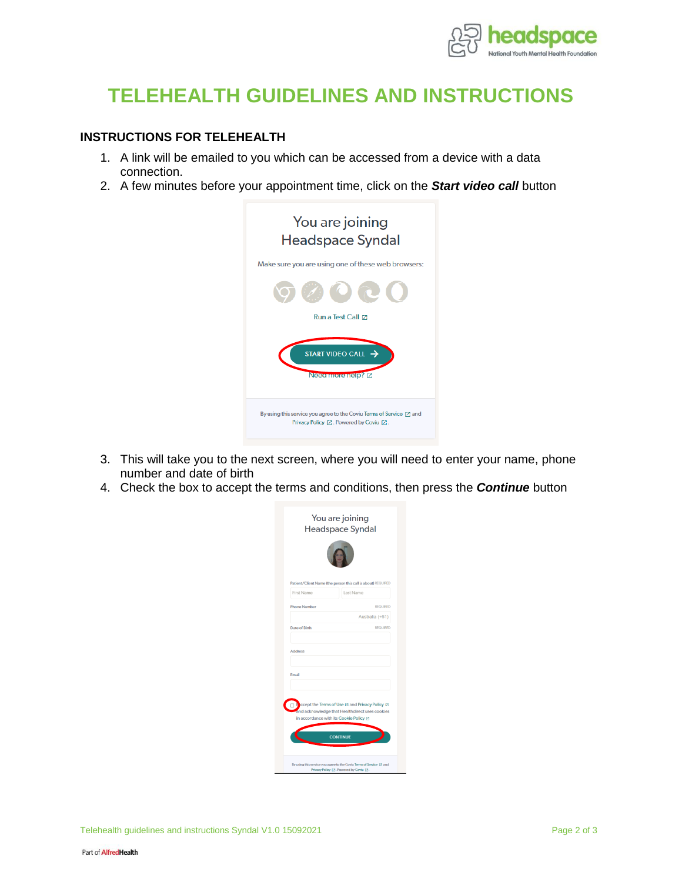# TELEHEALTH GUIDELINES AND INSTRUCTIONS

## INSTRUCTIONS FOR TELEHEALTH

1. A link will be emailed to you which can be accessed from a device with a data connection.
2. A few minutes before your appointment time, click on the ***Start video call*** button
3. This will take you to the next screen, where you will need to enter your name, phone number and date of birth
4. Check the box to accept the terms and conditions, then press the ***Continue*** button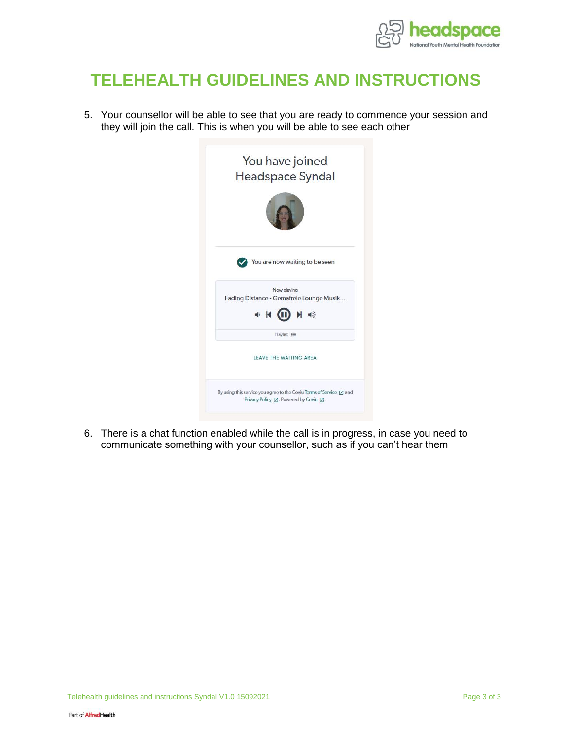# TELEHEALTH GUIDELINES AND INSTRUCTIONS

5. Your counsellor will be able to see that you are ready to commence your session and they will join the call. This is when you will be able to see each other

6. There is a chat function enabled while the call is in progress, in case you need to communicate something with your counsellor, such as if you can't hear them